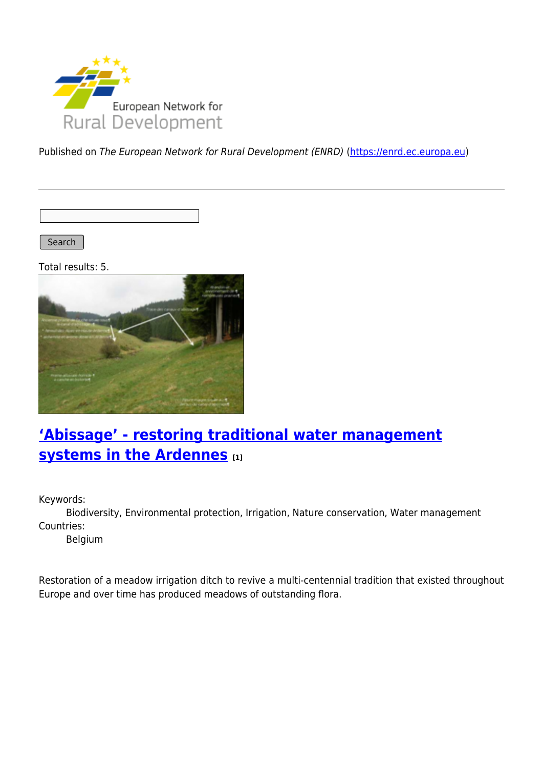Published on *The European Network for Rural Development (ENRD)* (https://enrd.ec.europa.eu)

Search

Total results: 5.

## 'Abissage' - restoring traditional water management systems in the Ardennes [1]

Keywords:
Biodiversity, Environmental protection, Irrigation, Nature conservation, Water management

Countries:
Belgium

Restoration of a meadow irrigation ditch to revive a multi-centennial tradition that existed throughout Europe and over time has produced meadows of outstanding flora.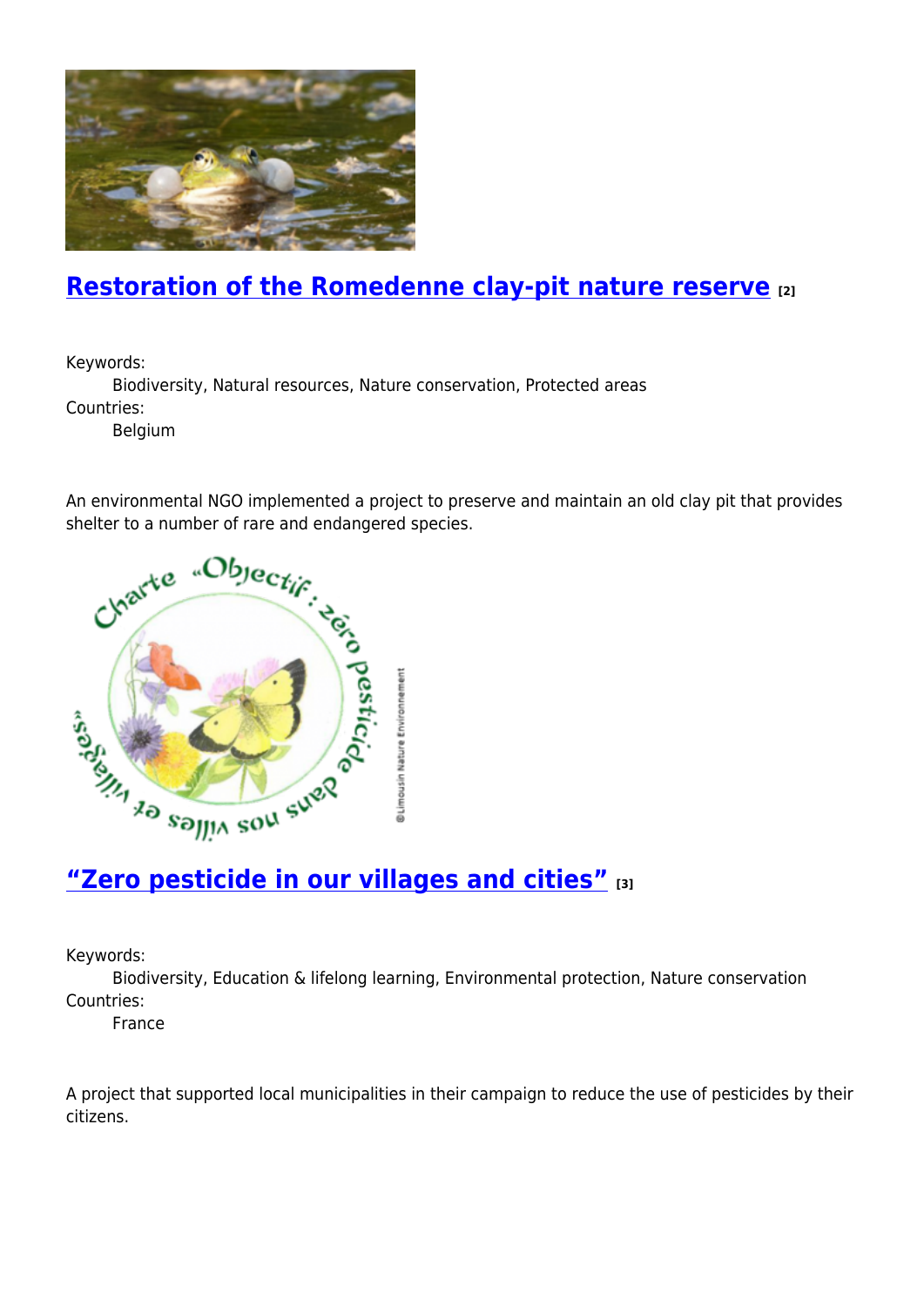## [Restoration of the Romedenne clay-pit nature reserve](#) [2]

Keywords:
Biodiversity, Natural resources, Nature conservation, Protected areas
Countries:
Belgium

An environmental NGO implemented a project to preserve and maintain an old clay pit that provides shelter to a number of rare and endangered species.

## ["Zero pesticide in our villages and cities"](#) [3]

Keywords:
Biodiversity, Education & lifelong learning, Environmental protection, Nature conservation
Countries:
France

A project that supported local municipalities in their campaign to reduce the use of pesticides by their citizens.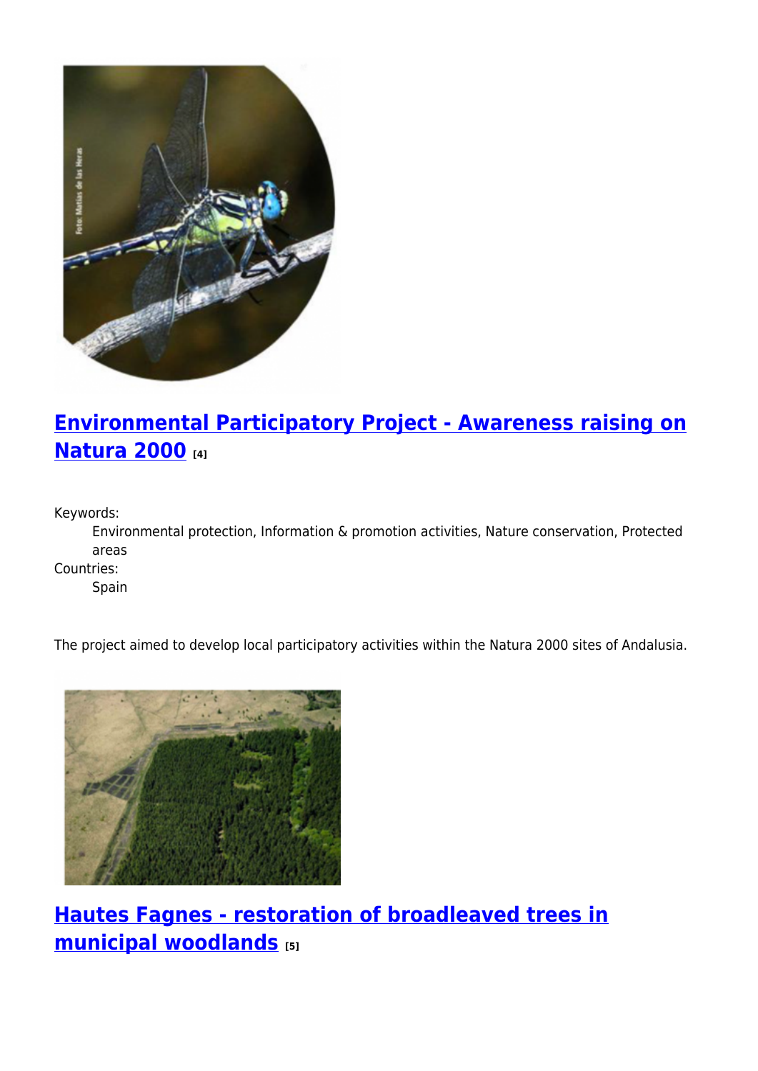## Environmental Participatory Project - Awareness raising on Natura 2000 [4]

Keywords:
: Environmental protection, Information & promotion activities, Nature conservation, Protected areas

Countries:
: Spain

The project aimed to develop local participatory activities within the Natura 2000 sites of Andalusia.

## Hautes Fagnes - restoration of broadleaved trees in municipal woodlands [5]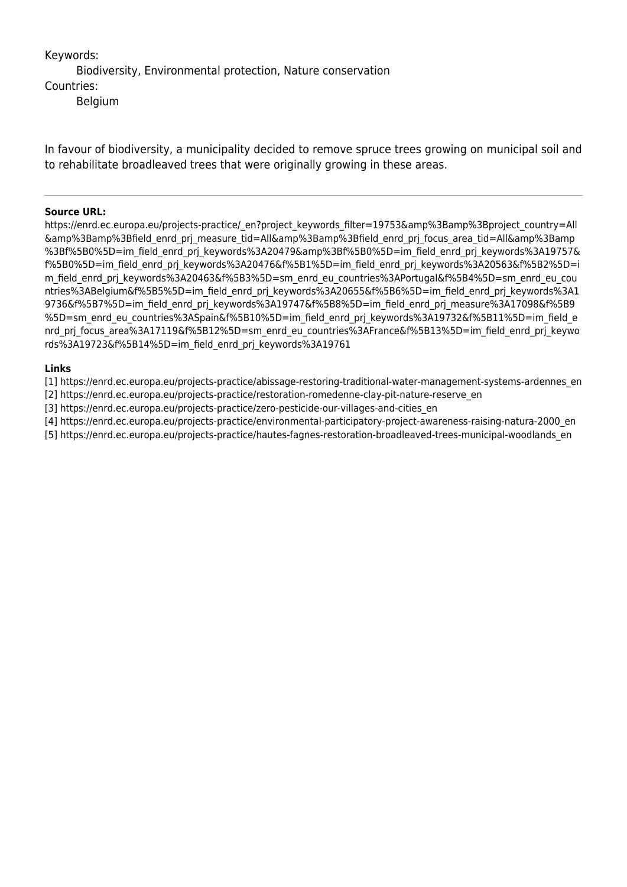Keywords:

Biodiversity, Environmental protection, Nature conservation

Countries:

Belgium

In favour of biodiversity, a municipality decided to remove spruce trees growing on municipal soil and to rehabilitate broadleaved trees that were originally growing in these areas.

---

**Source URL:**
https://enrd.ec.europa.eu/projects-practice/_en?project_keywords_filter=19753&amp%3Bamp%3Bproject_country=All&amp%3Bamp%3Bfield_enrd_prj_measure_tid=All&amp%3Bamp%3Bfield_enrd_prj_focus_area_tid=All&amp%3Bamp%3Bf%5B0%5D=im_field_enrd_prj_keywords%3A20479&amp%3Bf%5B0%5D=im_field_enrd_prj_keywords%3A19757&f%5B0%5D=im_field_enrd_prj_keywords%3A20476&f%5B1%5D=im_field_enrd_prj_keywords%3A20563&f%5B2%5D=im_field_enrd_prj_keywords%3A20463&f%5B3%5D=sm_enrd_eu_countries%3APortugal&f%5B4%5D=sm_enrd_eu_countries%3ABelgium&f%5B5%5D=im_field_enrd_prj_keywords%3A20655&f%5B6%5D=im_field_enrd_prj_keywords%3A19736&f%5B7%5D=im_field_enrd_prj_keywords%3A19747&f%5B8%5D=im_field_enrd_prj_measure%3A17098&f%5B9%5D=sm_enrd_eu_countries%3ASpain&f%5B10%5D=im_field_enrd_prj_keywords%3A19732&f%5B11%5D=im_field_enrd_prj_focus_area%3A17119&f%5B12%5D=sm_enrd_eu_countries%3AFrance&f%5B13%5D=im_field_enrd_prj_keywords%3A19723&f%5B14%5D=im_field_enrd_prj_keywords%3A19761

**Links**

[1] https://enrd.ec.europa.eu/projects-practice/abissage-restoring-traditional-water-management-systems-ardennes_en
[2] https://enrd.ec.europa.eu/projects-practice/restoration-romedenne-clay-pit-nature-reserve_en
[3] https://enrd.ec.europa.eu/projects-practice/zero-pesticide-our-villages-and-cities_en
[4] https://enrd.ec.europa.eu/projects-practice/environmental-participatory-project-awareness-raising-natura-2000_en
[5] https://enrd.ec.europa.eu/projects-practice/hautes-fagnes-restoration-broadleaved-trees-municipal-woodlands_en